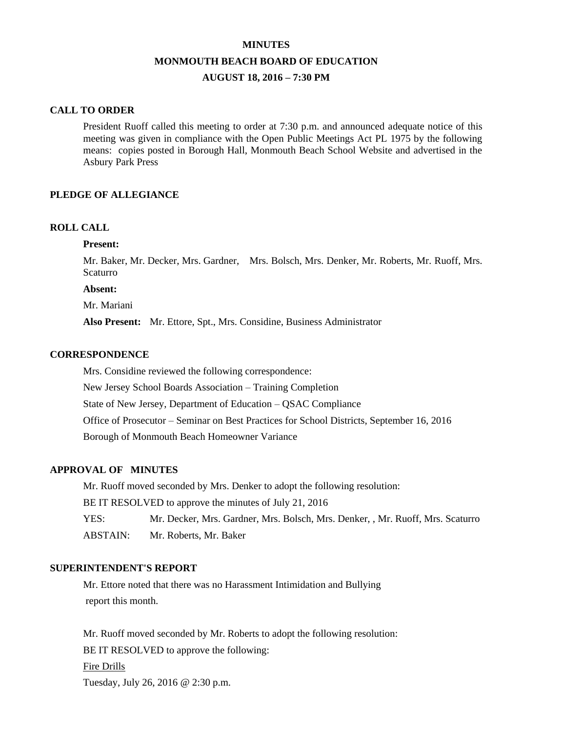# MINUTES

## MONMOUTH BEACH BOARD OF EDUCATION

## AUGUST 18, 2016 – 7:30 PM

### CALL TO ORDER

President Ruoff called this meeting to order at 7:30 p.m. and announced adequate notice of this meeting was given in compliance with the Open Public Meetings Act PL 1975 by the following means: copies posted in Borough Hall, Monmouth Beach School Website and advertised in the Asbury Park Press

### PLEDGE OF ALLEGIANCE

### ROLL CALL

**Present:**

Mr. Baker, Mr. Decker, Mrs. Gardner, Mrs. Bolsch, Mrs. Denker, Mr. Roberts, Mr. Ruoff, Mrs. Scaturro

**Absent:**

Mr. Mariani

**Also Present:** Mr. Ettore, Spt., Mrs. Considine, Business Administrator

### CORRESPONDENCE

Mrs. Considine reviewed the following correspondence:

New Jersey School Boards Association – Training Completion

State of New Jersey, Department of Education – QSAC Compliance

Office of Prosecutor – Seminar on Best Practices for School Districts, September 16, 2016

Borough of Monmouth Beach Homeowner Variance

### APPROVAL OF MINUTES

Mr. Ruoff moved seconded by Mrs. Denker to adopt the following resolution:

BE IT RESOLVED to approve the minutes of July 21, 2016

YES: Mr. Decker, Mrs. Gardner, Mrs. Bolsch, Mrs. Denker, , Mr. Ruoff, Mrs. Scaturro

ABSTAIN: Mr. Roberts, Mr. Baker

### SUPERINTENDENT'S REPORT

Mr. Ettore noted that there was no Harassment Intimidation and Bullying report this month.

Mr. Ruoff moved seconded by Mr. Roberts to adopt the following resolution:

BE IT RESOLVED to approve the following:

Fire Drills

Tuesday, July 26, 2016 @ 2:30 p.m.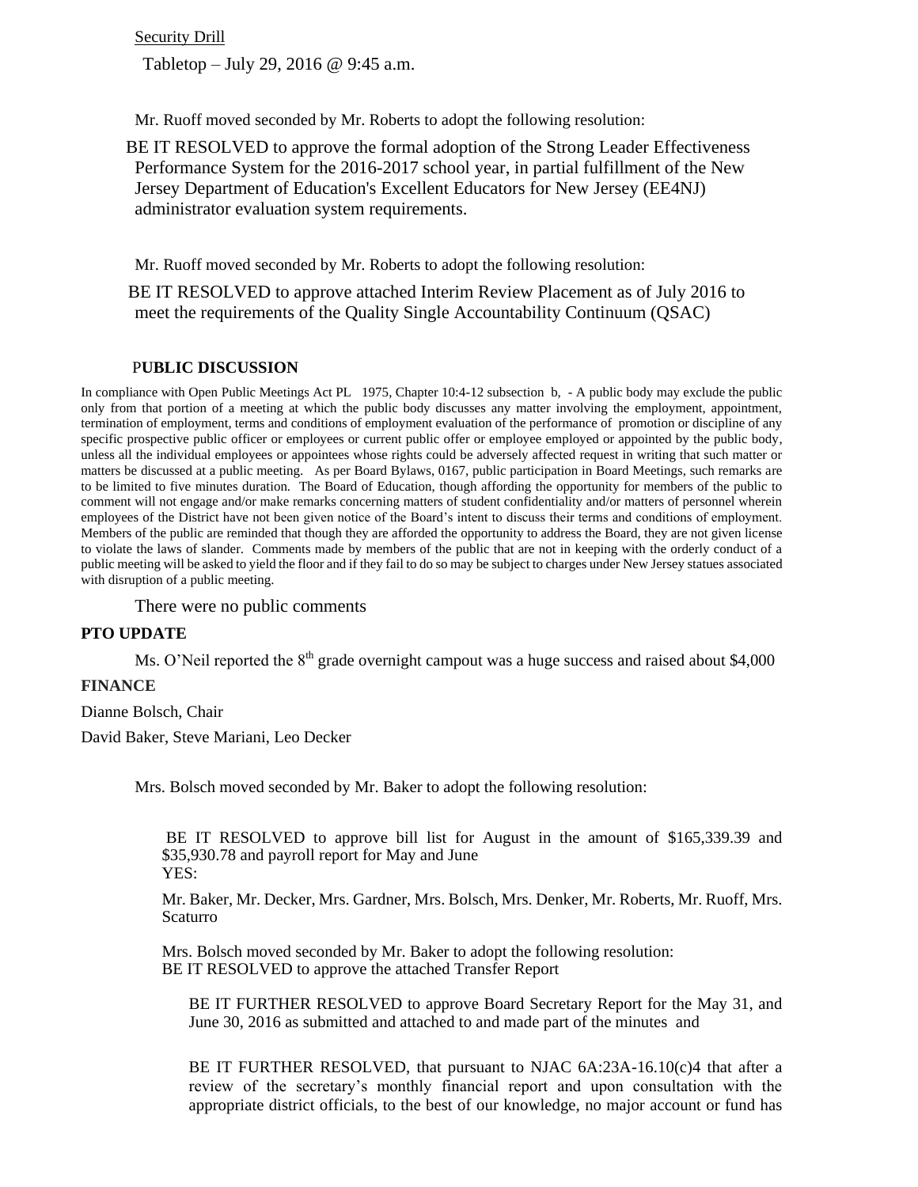Security Drill

Tabletop – July 29, 2016 @ 9:45 a.m.

Mr. Ruoff moved seconded by Mr. Roberts to adopt the following resolution:

BE IT RESOLVED to approve the formal adoption of the Strong Leader Effectiveness Performance System for the 2016-2017 school year, in partial fulfillment of the New Jersey Department of Education's Excellent Educators for New Jersey (EE4NJ) administrator evaluation system requirements.

Mr. Ruoff moved seconded by Mr. Roberts to adopt the following resolution:

BE IT RESOLVED to approve attached Interim Review Placement as of July 2016 to meet the requirements of the Quality Single Accountability Continuum (QSAC)

**PUBLIC DISCUSSION**

In compliance with Open Public Meetings Act PL 1975, Chapter 10:4-12 subsection b, - A public body may exclude the public only from that portion of a meeting at which the public body discusses any matter involving the employment, appointment, termination of employment, terms and conditions of employment evaluation of the performance of promotion or discipline of any specific prospective public officer or employees or current public offer or employee employed or appointed by the public body, unless all the individual employees or appointees whose rights could be adversely affected request in writing that such matter or matters be discussed at a public meeting. As per Board Bylaws, 0167, public participation in Board Meetings, such remarks are to be limited to five minutes duration. The Board of Education, though affording the opportunity for members of the public to comment will not engage and/or make remarks concerning matters of student confidentiality and/or matters of personnel wherein employees of the District have not been given notice of the Board's intent to discuss their terms and conditions of employment. Members of the public are reminded that though they are afforded the opportunity to address the Board, they are not given license to violate the laws of slander. Comments made by members of the public that are not in keeping with the orderly conduct of a public meeting will be asked to yield the floor and if they fail to do so may be subject to charges under New Jersey statues associated with disruption of a public meeting.

There were no public comments

**PTO UPDATE**

Ms. O'Neil reported the 8th grade overnight campout was a huge success and raised about $4,000

**FINANCE**

Dianne Bolsch, Chair

David Baker, Steve Mariani, Leo Decker

Mrs. Bolsch moved seconded by Mr. Baker to adopt the following resolution:

BE IT RESOLVED to approve bill list for August in the amount of $165,339.39 and $35,930.78 and payroll report for May and June
YES:

Mr. Baker, Mr. Decker, Mrs. Gardner, Mrs. Bolsch, Mrs. Denker, Mr. Roberts, Mr. Ruoff, Mrs. Scaturro

Mrs. Bolsch moved seconded by Mr. Baker to adopt the following resolution:
BE IT RESOLVED to approve the attached Transfer Report

BE IT FURTHER RESOLVED to approve Board Secretary Report for the May 31, and June 30, 2016 as submitted and attached to and made part of the minutes and

BE IT FURTHER RESOLVED, that pursuant to NJAC 6A:23A-16.10(c)4 that after a review of the secretary's monthly financial report and upon consultation with the appropriate district officials, to the best of our knowledge, no major account or fund has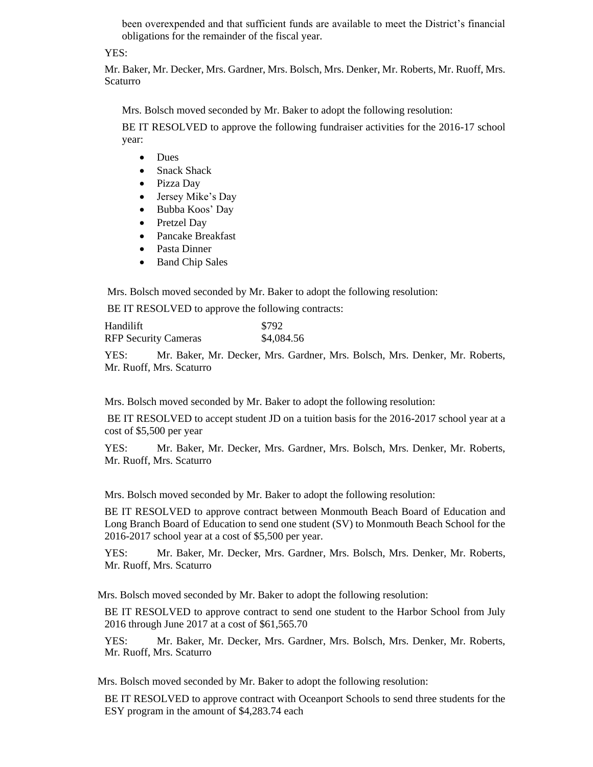been overexpended and that sufficient funds are available to meet the District's financial obligations for the remainder of the fiscal year.

YES:

Mr. Baker, Mr. Decker, Mrs. Gardner, Mrs. Bolsch, Mrs. Denker, Mr. Roberts, Mr. Ruoff, Mrs. Scaturro

Mrs. Bolsch moved seconded by Mr. Baker to adopt the following resolution:

BE IT RESOLVED to approve the following fundraiser activities for the 2016-17 school year:

- Dues
- Snack Shack
- Pizza Day
- Jersey Mike's Day
- Bubba Koos' Day
- Pretzel Day
- Pancake Breakfast
- Pasta Dinner
- Band Chip Sales

Mrs. Bolsch moved seconded by Mr. Baker to adopt the following resolution:

BE IT RESOLVED to approve the following contracts:

| | |
|---|---|
| Handilift | $792 |
| RFP Security Cameras | $4,084.56 |

YES: Mr. Baker, Mr. Decker, Mrs. Gardner, Mrs. Bolsch, Mrs. Denker, Mr. Roberts, Mr. Ruoff, Mrs. Scaturro

Mrs. Bolsch moved seconded by Mr. Baker to adopt the following resolution:

BE IT RESOLVED to accept student JD on a tuition basis for the 2016-2017 school year at a cost of $5,500 per year

YES: Mr. Baker, Mr. Decker, Mrs. Gardner, Mrs. Bolsch, Mrs. Denker, Mr. Roberts, Mr. Ruoff, Mrs. Scaturro

Mrs. Bolsch moved seconded by Mr. Baker to adopt the following resolution:

BE IT RESOLVED to approve contract between Monmouth Beach Board of Education and Long Branch Board of Education to send one student (SV) to Monmouth Beach School for the 2016-2017 school year at a cost of $5,500 per year.

YES: Mr. Baker, Mr. Decker, Mrs. Gardner, Mrs. Bolsch, Mrs. Denker, Mr. Roberts, Mr. Ruoff, Mrs. Scaturro

Mrs. Bolsch moved seconded by Mr. Baker to adopt the following resolution:

BE IT RESOLVED to approve contract to send one student to the Harbor School from July 2016 through June 2017 at a cost of $61,565.70

YES: Mr. Baker, Mr. Decker, Mrs. Gardner, Mrs. Bolsch, Mrs. Denker, Mr. Roberts, Mr. Ruoff, Mrs. Scaturro

Mrs. Bolsch moved seconded by Mr. Baker to adopt the following resolution:

BE IT RESOLVED to approve contract with Oceanport Schools to send three students for the ESY program in the amount of $4,283.74 each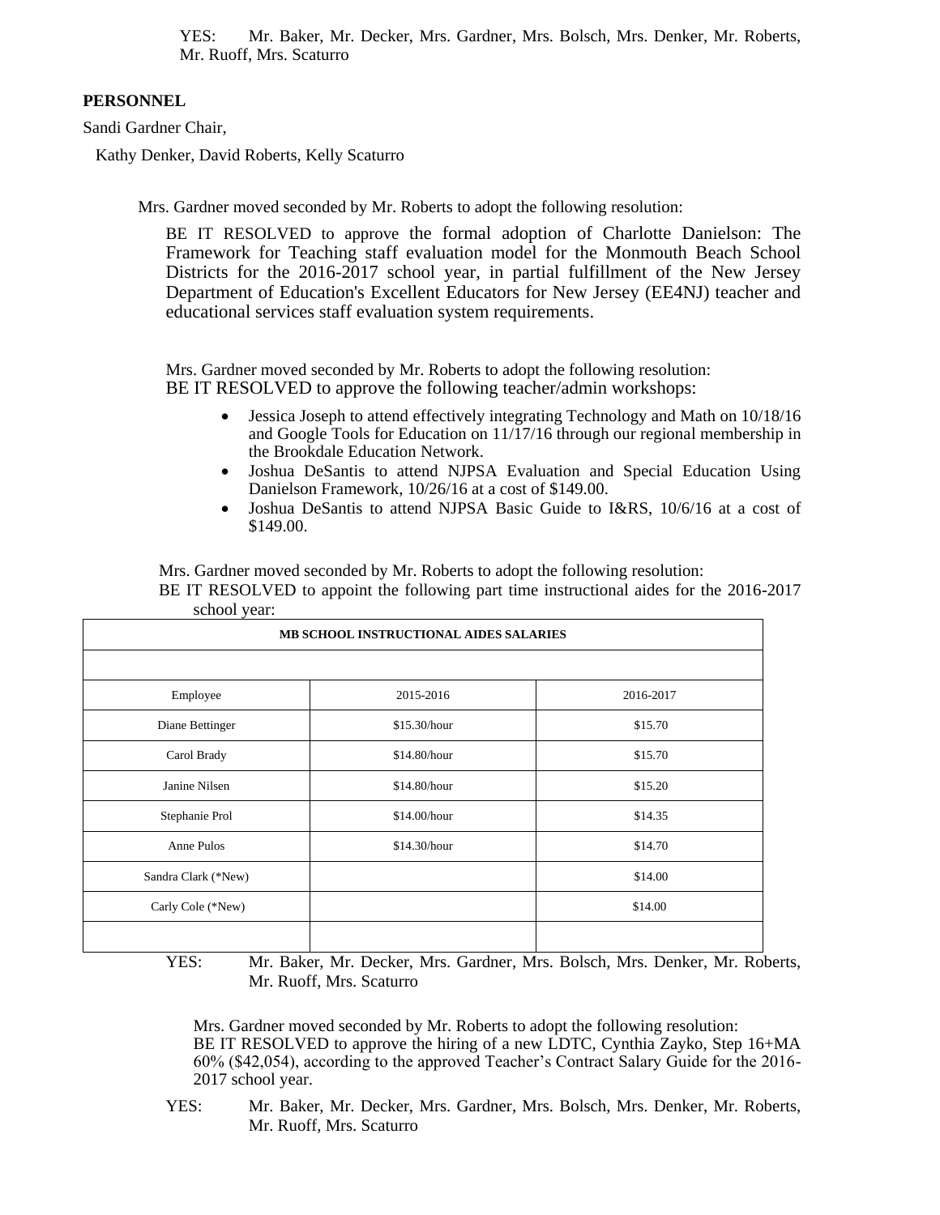YES: Mr. Baker, Mr. Decker, Mrs. Gardner, Mrs. Bolsch, Mrs. Denker, Mr. Roberts, Mr. Ruoff, Mrs. Scaturro

**PERSONNEL**

Sandi Gardner Chair,

Kathy Denker, David Roberts, Kelly Scaturro

Mrs. Gardner moved seconded by Mr. Roberts to adopt the following resolution:

BE IT RESOLVED to approve the formal adoption of Charlotte Danielson: The Framework for Teaching staff evaluation model for the Monmouth Beach School Districts for the 2016-2017 school year, in partial fulfillment of the New Jersey Department of Education's Excellent Educators for New Jersey (EE4NJ) teacher and educational services staff evaluation system requirements.

Mrs. Gardner moved seconded by Mr. Roberts to adopt the following resolution:

BE IT RESOLVED to approve the following teacher/admin workshops:

- Jessica Joseph to attend effectively integrating Technology and Math on 10/18/16 and Google Tools for Education on 11/17/16 through our regional membership in the Brookdale Education Network.
- Joshua DeSantis to attend NJPSA Evaluation and Special Education Using Danielson Framework, 10/26/16 at a cost of $149.00.
- Joshua DeSantis to attend NJPSA Basic Guide to I&RS, 10/6/16 at a cost of $149.00.

Mrs. Gardner moved seconded by Mr. Roberts to adopt the following resolution:

BE IT RESOLVED to appoint the following part time instructional aides for the 2016-2017 school year:

| MB SCHOOL INSTRUCTIONAL AIDES SALARIES | | |
|---|---|---|
| | | |
| Employee | 2015-2016 | 2016-2017 |
| Diane Bettinger | $15.30/hour | $15.70 |
| Carol Brady | $14.80/hour | $15.70 |
| Janine Nilsen | $14.80/hour | $15.20 |
| Stephanie Prol | $14.00/hour | $14.35 |
| Anne Pulos | $14.30/hour | $14.70 |
| Sandra Clark (*New) | | $14.00 |
| Carly Cole (*New) | | $14.00 |
| | | |

YES: Mr. Baker, Mr. Decker, Mrs. Gardner, Mrs. Bolsch, Mrs. Denker, Mr. Roberts, Mr. Ruoff, Mrs. Scaturro

Mrs. Gardner moved seconded by Mr. Roberts to adopt the following resolution:

BE IT RESOLVED to approve the hiring of a new LDTC, Cynthia Zayko, Step 16+MA 60% ($42,054), according to the approved Teacher's Contract Salary Guide for the 2016-2017 school year.

YES: Mr. Baker, Mr. Decker, Mrs. Gardner, Mrs. Bolsch, Mrs. Denker, Mr. Roberts, Mr. Ruoff, Mrs. Scaturro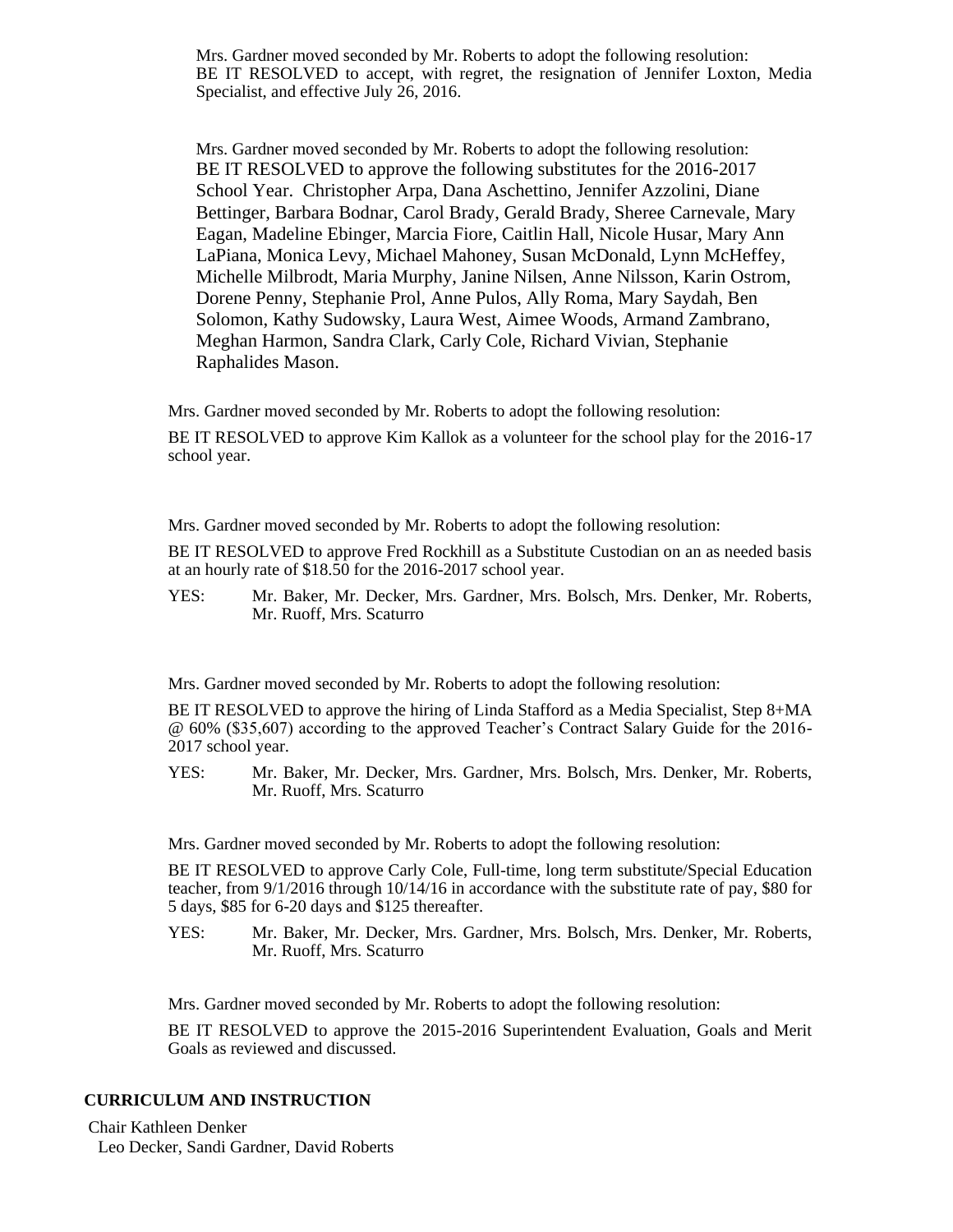Mrs. Gardner moved seconded by Mr. Roberts to adopt the following resolution:
BE IT RESOLVED to accept, with regret, the resignation of Jennifer Loxton, Media Specialist, and effective July 26, 2016.

Mrs. Gardner moved seconded by Mr. Roberts to adopt the following resolution:
BE IT RESOLVED to approve the following substitutes for the 2016-2017 School Year. Christopher Arpa, Dana Aschettino, Jennifer Azzolini, Diane Bettinger, Barbara Bodnar, Carol Brady, Gerald Brady, Sheree Carnevale, Mary Eagan, Madeline Ebinger, Marcia Fiore, Caitlin Hall, Nicole Husar, Mary Ann LaPiana, Monica Levy, Michael Mahoney, Susan McDonald, Lynn McHeffey, Michelle Milbrodt, Maria Murphy, Janine Nilsen, Anne Nilsson, Karin Ostrom, Dorene Penny, Stephanie Prol, Anne Pulos, Ally Roma, Mary Saydah, Ben Solomon, Kathy Sudowsky, Laura West, Aimee Woods, Armand Zambrano, Meghan Harmon, Sandra Clark, Carly Cole, Richard Vivian, Stephanie Raphalides Mason.

Mrs. Gardner moved seconded by Mr. Roberts to adopt the following resolution:

BE IT RESOLVED to approve Kim Kallok as a volunteer for the school play for the 2016-17 school year.

Mrs. Gardner moved seconded by Mr. Roberts to adopt the following resolution:

BE IT RESOLVED to approve Fred Rockhill as a Substitute Custodian on an as needed basis at an hourly rate of $18.50 for the 2016-2017 school year.

YES: Mr. Baker, Mr. Decker, Mrs. Gardner, Mrs. Bolsch, Mrs. Denker, Mr. Roberts, Mr. Ruoff, Mrs. Scaturro

Mrs. Gardner moved seconded by Mr. Roberts to adopt the following resolution:

BE IT RESOLVED to approve the hiring of Linda Stafford as a Media Specialist, Step 8+MA @ 60% ($35,607) according to the approved Teacher's Contract Salary Guide for the 2016-2017 school year.

YES: Mr. Baker, Mr. Decker, Mrs. Gardner, Mrs. Bolsch, Mrs. Denker, Mr. Roberts, Mr. Ruoff, Mrs. Scaturro

Mrs. Gardner moved seconded by Mr. Roberts to adopt the following resolution:

BE IT RESOLVED to approve Carly Cole, Full-time, long term substitute/Special Education teacher, from 9/1/2016 through 10/14/16 in accordance with the substitute rate of pay, $80 for 5 days, $85 for 6-20 days and $125 thereafter.

YES: Mr. Baker, Mr. Decker, Mrs. Gardner, Mrs. Bolsch, Mrs. Denker, Mr. Roberts, Mr. Ruoff, Mrs. Scaturro

Mrs. Gardner moved seconded by Mr. Roberts to adopt the following resolution:

BE IT RESOLVED to approve the 2015-2016 Superintendent Evaluation, Goals and Merit Goals as reviewed and discussed.

## CURRICULUM AND INSTRUCTION

Chair Kathleen Denker
Leo Decker, Sandi Gardner, David Roberts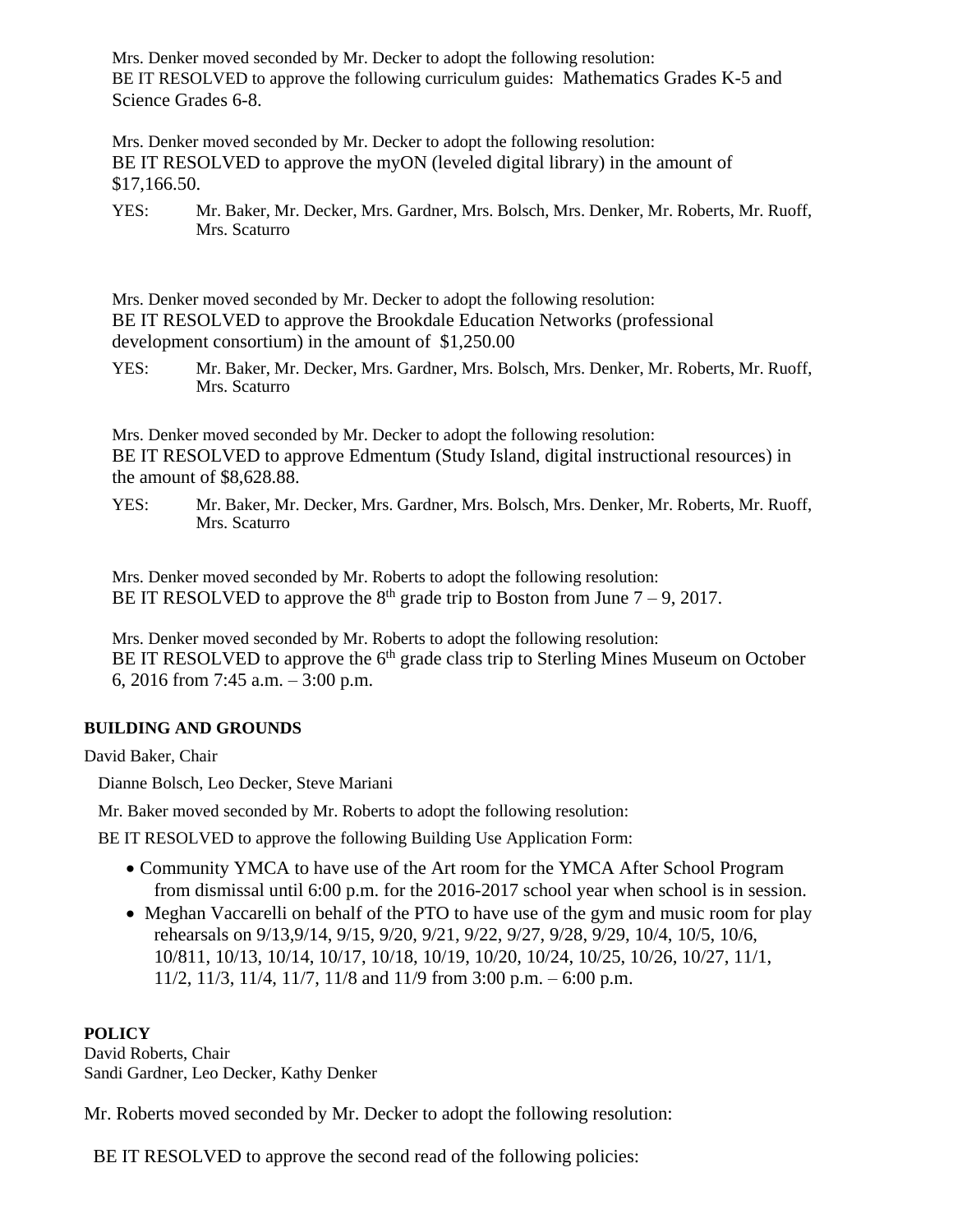Mrs. Denker moved seconded by Mr. Decker to adopt the following resolution:
BE IT RESOLVED to approve the following curriculum guides: Mathematics Grades K-5 and Science Grades 6-8.

Mrs. Denker moved seconded by Mr. Decker to adopt the following resolution:
BE IT RESOLVED to approve the myON (leveled digital library) in the amount of $17,166.50.

YES: Mr. Baker, Mr. Decker, Mrs. Gardner, Mrs. Bolsch, Mrs. Denker, Mr. Roberts, Mr. Ruoff, Mrs. Scaturro

Mrs. Denker moved seconded by Mr. Decker to adopt the following resolution:
BE IT RESOLVED to approve the Brookdale Education Networks (professional development consortium) in the amount of $1,250.00

YES: Mr. Baker, Mr. Decker, Mrs. Gardner, Mrs. Bolsch, Mrs. Denker, Mr. Roberts, Mr. Ruoff, Mrs. Scaturro

Mrs. Denker moved seconded by Mr. Decker to adopt the following resolution:
BE IT RESOLVED to approve Edmentum (Study Island, digital instructional resources) in the amount of $8,628.88.

YES: Mr. Baker, Mr. Decker, Mrs. Gardner, Mrs. Bolsch, Mrs. Denker, Mr. Roberts, Mr. Ruoff, Mrs. Scaturro

Mrs. Denker moved seconded by Mr. Roberts to adopt the following resolution:
BE IT RESOLVED to approve the 8th grade trip to Boston from June 7 – 9, 2017.

Mrs. Denker moved seconded by Mr. Roberts to adopt the following resolution:
BE IT RESOLVED to approve the 6th grade class trip to Sterling Mines Museum on October 6, 2016 from 7:45 a.m. – 3:00 p.m.

**BUILDING AND GROUNDS**

David Baker, Chair

Dianne Bolsch, Leo Decker, Steve Mariani

Mr. Baker moved seconded by Mr. Roberts to adopt the following resolution:

BE IT RESOLVED to approve the following Building Use Application Form:

- Community YMCA to have use of the Art room for the YMCA After School Program from dismissal until 6:00 p.m. for the 2016-2017 school year when school is in session.
- Meghan Vaccarelli on behalf of the PTO to have use of the gym and music room for play rehearsals on 9/13,9/14, 9/15, 9/20, 9/21, 9/22, 9/27, 9/28, 9/29, 10/4, 10/5, 10/6, 10/811, 10/13, 10/14, 10/17, 10/18, 10/19, 10/20, 10/24, 10/25, 10/26, 10/27, 11/1, 11/2, 11/3, 11/4, 11/7, 11/8 and 11/9 from 3:00 p.m. – 6:00 p.m.

**POLICY**

David Roberts, Chair
Sandi Gardner, Leo Decker, Kathy Denker

Mr. Roberts moved seconded by Mr. Decker to adopt the following resolution:

BE IT RESOLVED to approve the second read of the following policies: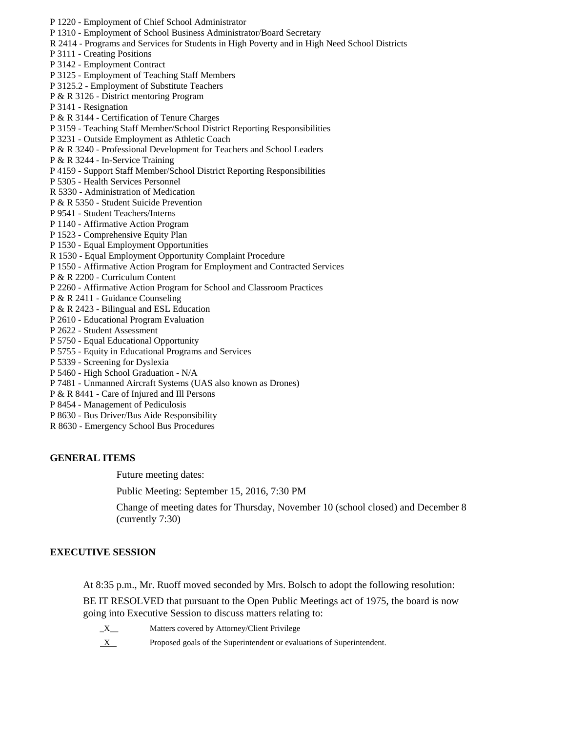P 1220 - Employment of Chief School Administrator
P 1310 - Employment of School Business Administrator/Board Secretary
R 2414 - Programs and Services for Students in High Poverty and in High Need School Districts
P 3111 - Creating Positions
P 3142 - Employment Contract
P 3125 - Employment of Teaching Staff Members
P 3125.2 - Employment of Substitute Teachers
P & R 3126 - District mentoring Program
P 3141 - Resignation
P & R 3144 - Certification of Tenure Charges
P 3159 - Teaching Staff Member/School District Reporting Responsibilities
P 3231 - Outside Employment as Athletic Coach
P & R 3240 - Professional Development for Teachers and School Leaders
P & R 3244 - In-Service Training
P 4159 - Support Staff Member/School District Reporting Responsibilities
P 5305 - Health Services Personnel
R 5330 - Administration of Medication
P & R 5350 - Student Suicide Prevention
P 9541 - Student Teachers/Interns
P 1140 - Affirmative Action Program
P 1523 - Comprehensive Equity Plan
P 1530 - Equal Employment Opportunities
R 1530 - Equal Employment Opportunity Complaint Procedure
P 1550 - Affirmative Action Program for Employment and Contracted Services
P & R 2200 - Curriculum Content
P 2260 - Affirmative Action Program for School and Classroom Practices
P & R 2411 - Guidance Counseling
P & R 2423 - Bilingual and ESL Education
P 2610 - Educational Program Evaluation
P 2622 - Student Assessment
P 5750 - Equal Educational Opportunity
P 5755 - Equity in Educational Programs and Services
P 5339 - Screening for Dyslexia
P 5460 - High School Graduation - N/A
P 7481 - Unmanned Aircraft Systems (UAS also known as Drones)
P & R 8441 - Care of Injured and Ill Persons
P 8454 - Management of Pediculosis
P 8630 - Bus Driver/Bus Aide Responsibility
R 8630 - Emergency School Bus Procedures

**GENERAL ITEMS**

Future meeting dates:

Public Meeting: September 15, 2016, 7:30 PM

Change of meeting dates for Thursday, November 10 (school closed) and December 8 (currently 7:30)

**EXECUTIVE SESSION**

At 8:35 p.m., Mr. Ruoff moved seconded by Mrs. Bolsch to adopt the following resolution:

BE IT RESOLVED that pursuant to the Open Public Meetings act of 1975, the board is now going into Executive Session to discuss matters relating to:

_X__ Matters covered by Attorney/Client Privilege

_X_ Proposed goals of the Superintendent or evaluations of Superintendent.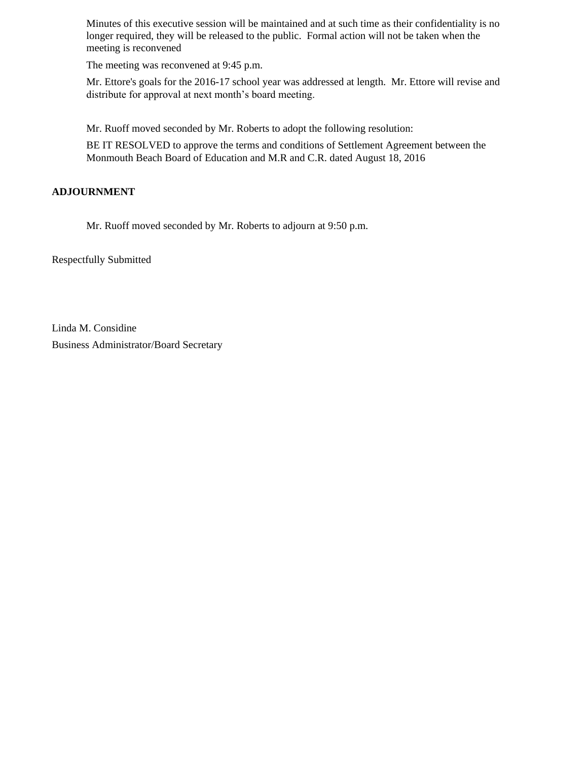Minutes of this executive session will be maintained and at such time as their confidentiality is no longer required, they will be released to the public. Formal action will not be taken when the meeting is reconvened

The meeting was reconvened at 9:45 p.m.

Mr. Ettore's goals for the 2016-17 school year was addressed at length. Mr. Ettore will revise and distribute for approval at next month's board meeting.

Mr. Ruoff moved seconded by Mr. Roberts to adopt the following resolution:

BE IT RESOLVED to approve the terms and conditions of Settlement Agreement between the Monmouth Beach Board of Education and M.R and C.R. dated August 18, 2016

**ADJOURNMENT**

Mr. Ruoff moved seconded by Mr. Roberts to adjourn at 9:50 p.m.

Respectfully Submitted

Linda M. Considine

Business Administrator/Board Secretary